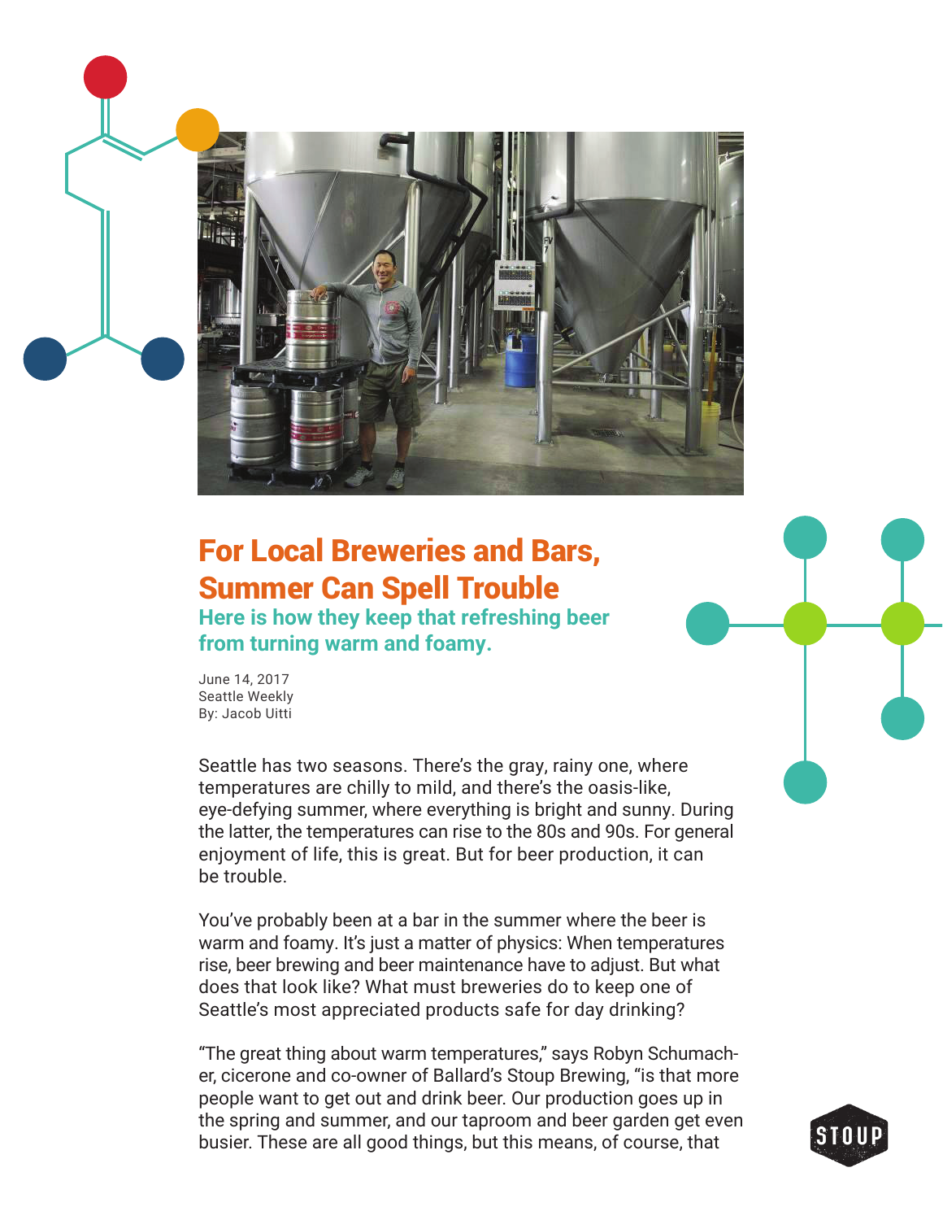# For Local Breweries and Bars, Summer Can Spell Trouble

## Here is how they keep that refreshing beer from turning warm and foamy.

June 14, 2017
Seattle Weekly
By: Jacob Uitti

Seattle has two seasons. There's the gray, rainy one, where temperatures are chilly to mild, and there's the oasis-like, eye-defying summer, where everything is bright and sunny. During the latter, the temperatures can rise to the 80s and 90s. For general enjoyment of life, this is great. But for beer production, it can be trouble.

You've probably been at a bar in the summer where the beer is warm and foamy. It's just a matter of physics: When temperatures rise, beer brewing and beer maintenance have to adjust. But what does that look like? What must breweries do to keep one of Seattle's most appreciated products safe for day drinking?

"The great thing about warm temperatures," says Robyn Schumacher, cicerone and co-owner of Ballard's Stoup Brewing, "is that more people want to get out and drink beer. Our production goes up in the spring and summer, and our taproom and beer garden get even busier. These are all good things, but this means, of course, that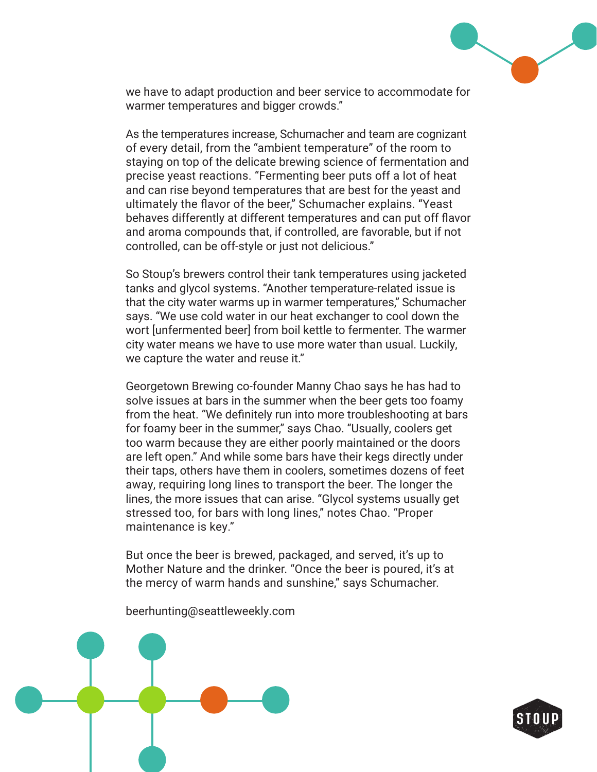we have to adapt production and beer service to accommodate for warmer temperatures and bigger crowds."

As the temperatures increase, Schumacher and team are cognizant of every detail, from the "ambient temperature" of the room to staying on top of the delicate brewing science of fermentation and precise yeast reactions. "Fermenting beer puts off a lot of heat and can rise beyond temperatures that are best for the yeast and ultimately the flavor of the beer," Schumacher explains. "Yeast behaves differently at different temperatures and can put off flavor and aroma compounds that, if controlled, are favorable, but if not controlled, can be off-style or just not delicious."

So Stoup's brewers control their tank temperatures using jacketed tanks and glycol systems. "Another temperature-related issue is that the city water warms up in warmer temperatures," Schumacher says. "We use cold water in our heat exchanger to cool down the wort [unfermented beer] from boil kettle to fermenter. The warmer city water means we have to use more water than usual. Luckily, we capture the water and reuse it."

Georgetown Brewing co-founder Manny Chao says he has had to solve issues at bars in the summer when the beer gets too foamy from the heat. "We definitely run into more troubleshooting at bars for foamy beer in the summer," says Chao. "Usually, coolers get too warm because they are either poorly maintained or the doors are left open." And while some bars have their kegs directly under their taps, others have them in coolers, sometimes dozens of feet away, requiring long lines to transport the beer. The longer the lines, the more issues that can arise. "Glycol systems usually get stressed too, for bars with long lines," notes Chao. "Proper maintenance is key."

But once the beer is brewed, packaged, and served, it's up to Mother Nature and the drinker. "Once the beer is poured, it's at the mercy of warm hands and sunshine," says Schumacher.

beerhunting@seattleweekly.com

STOUP